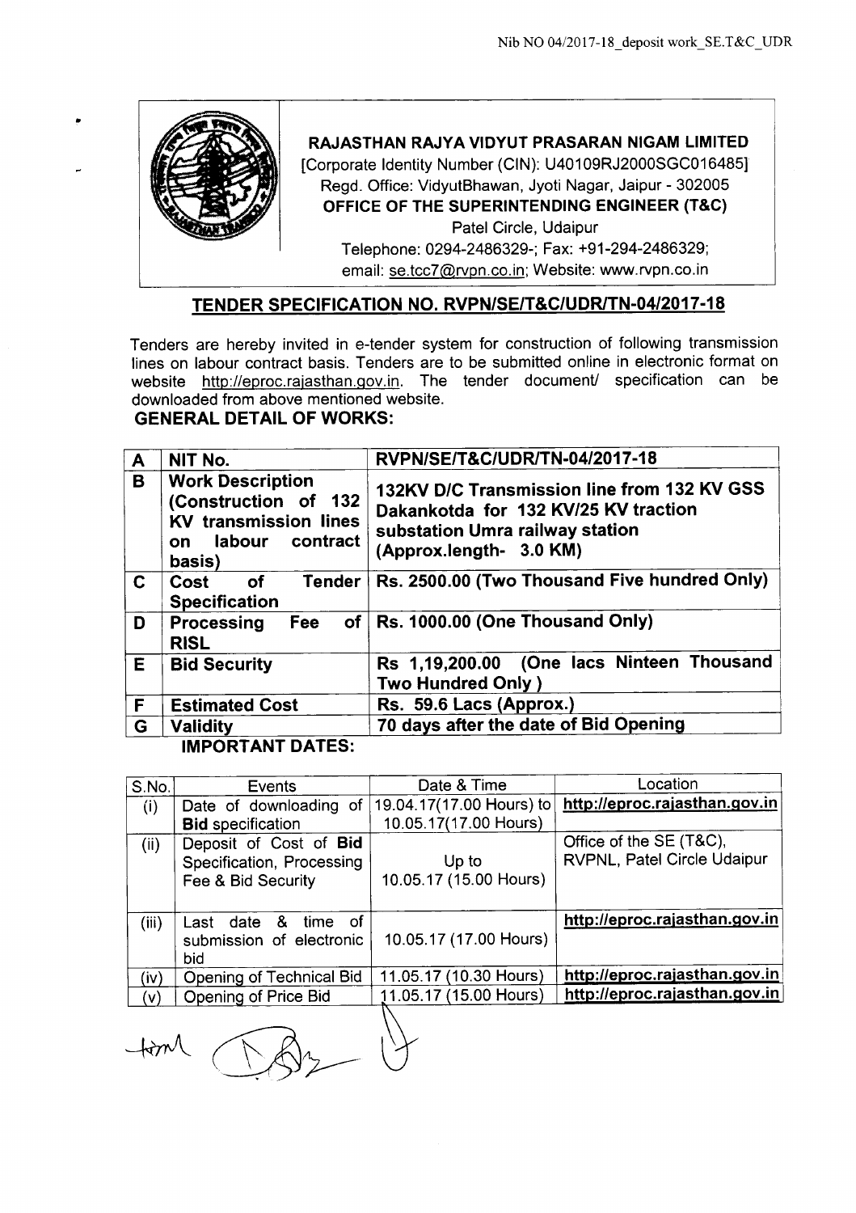**RAJASTHAN RAJYA VIDYUT PRASARAN NIGAM LIMITED**

[Corporate Identity Number (CIN): U40109RJ2000SGC016485]

Regd. Office: VidyutBhawan, Jyoti Nagar, Jaipur - 302005

**OFFICE OF THE SUPERINTENDING ENGINEER (T&C)**

Patel Circle, Udaipur

Telephone: 0294-2486329-; Fax: +91-294-2486329;

email: se.tcc7@rvpn.co.in; Website: www.rvpn.co.in

## TENDER SPECIFICATION NO. RVPN/SE/T&C/UDR/TN-04/2017-18

Tenders are hereby invited in e-tender system for construction of following transmission lines on labour contract basis. Tenders are to be submitted online in electronic format on website http://eproc.rajasthan.gov.in. The tender document/ specification can be downloaded from above mentioned website.

**GENERAL DETAIL OF WORKS:**

| | | |
|---|---|---|
| **A** | **NIT No.** | **RVPN/SE/T&C/UDR/TN-04/2017-18** |
| **B** | **Work Description (Construction of 132 KV transmission lines on labour contract basis)** | **132KV D/C Transmission line from 132 KV GSS Dakankotda for 132 KV/25 KV traction substation Umra railway station (Approx.length- 3.0 KM)** |
| **C** | **Cost of Tender Specification** | **Rs. 2500.00 (Two Thousand Five hundred Only)** |
| **D** | **Processing Fee of RISL** | **Rs. 1000.00 (One Thousand Only)** |
| **E** | **Bid Security** | **Rs 1,19,200.00 (One lacs Ninteen Thousand Two Hundred Only )** |
| **F** | **Estimated Cost** | **Rs. 59.6 Lacs (Approx.)** |
| **G** | **Validity** | **70 days after the date of Bid Opening** |

**IMPORTANT DATES:**

| S.No. | Events | Date & Time | Location |
|---|---|---|---|
| (i) | Date of downloading of **Bid** specification | 19.04.17(17.00 Hours) to 10.05.17(17.00 Hours) | **http://eproc.rajasthan.gov.in** |
| (ii) | Deposit of Cost of **Bid** Specification, Processing Fee & Bid Security | Up to 10.05.17 (15.00 Hours) | Office of the SE (T&C), RVPNL, Patel Circle Udaipur |
| (iii) | Last date & time of submission of electronic bid | 10.05.17 (17.00 Hours) | **http://eproc.rajasthan.gov.in** |
| (iv) | Opening of Technical Bid | 11.05.17 (10.30 Hours) | **http://eproc.rajasthan.gov.in** |
| (v) | Opening of Price Bid | 11.05.17 (15.00 Hours) | **http://eproc.rajasthan.gov.in** |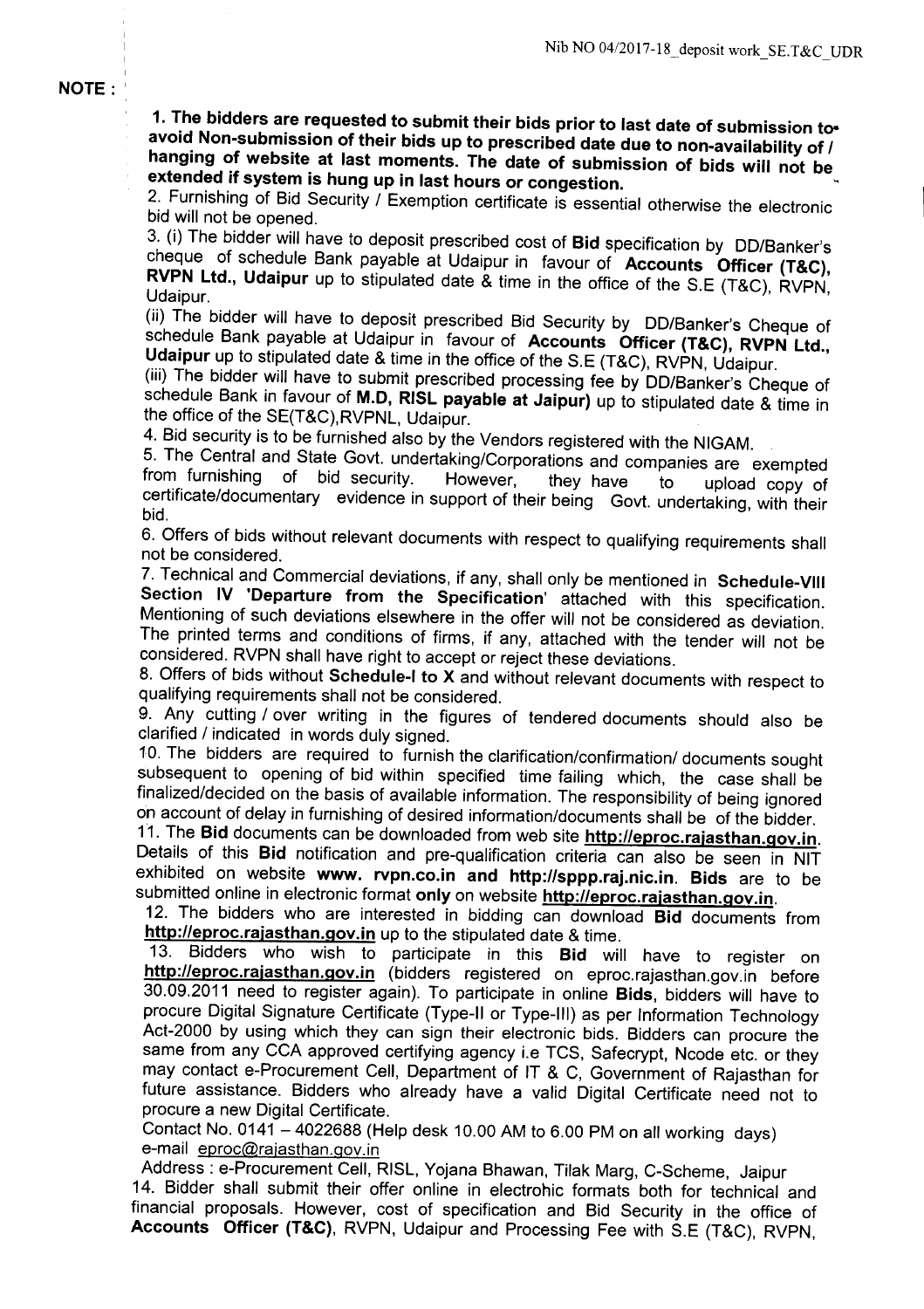**NOTE :**

**1. The bidders are requested to submit their bids prior to last date of submission to avoid Non-submission of their bids up to prescribed date due to non-availability of / hanging of website at last moments. The date of submission of bids will not be extended if system is hung up in last hours or congestion.**

2. Furnishing of Bid Security / Exemption certificate is essential otherwise the electronic bid will not be opened.

3. (i) The bidder will have to deposit prescribed cost of **Bid** specification by DD/Banker's cheque of schedule Bank payable at Udaipur in favour of **Accounts Officer (T&C), RVPN Ltd., Udaipur** up to stipulated date & time in the office of the S.E (T&C), RVPN, Udaipur.

(ii) The bidder will have to deposit prescribed Bid Security by DD/Banker's Cheque of schedule Bank payable at Udaipur in favour of **Accounts Officer (T&C), RVPN Ltd., Udaipur** up to stipulated date & time in the office of the S.E (T&C), RVPN, Udaipur.

(iii) The bidder will have to submit prescribed processing fee by DD/Banker's Cheque of schedule Bank in favour of **M.D, RISL payable at Jaipur)** up to stipulated date & time in the office of the SE(T&C),RVPNL, Udaipur.

4. Bid security is to be furnished also by the Vendors registered with the NIGAM.

5. The Central and State Govt. undertaking/Corporations and companies are exempted from furnishing of bid security. However, they have to upload copy of certificate/documentary evidence in support of their being Govt. undertaking, with their bid.

6. Offers of bids without relevant documents with respect to qualifying requirements shall not be considered.

7. Technical and Commercial deviations, if any, shall only be mentioned in **Schedule-VIII Section IV 'Departure from the Specification'** attached with this specification. Mentioning of such deviations elsewhere in the offer will not be considered as deviation. The printed terms and conditions of firms, if any, attached with the tender will not be considered. RVPN shall have right to accept or reject these deviations.

8. Offers of bids without **Schedule-I to X** and without relevant documents with respect to qualifying requirements shall not be considered.

9. Any cutting / over writing in the figures of tendered documents should also be clarified / indicated in words duly signed.

10. The bidders are required to furnish the clarification/confirmation/ documents sought subsequent to opening of bid within specified time failing which, the case shall be finalized/decided on the basis of available information. The responsibility of being ignored on account of delay in furnishing of desired information/documents shall be of the bidder.

11. The **Bid** documents can be downloaded from web site **http://eproc.rajasthan.gov.in**. Details of this **Bid** notification and pre-qualification criteria can also be seen in NIT exhibited on website **www. rvpn.co.in and http://sppp.raj.nic.in**. **Bids** are to be submitted online in electronic format **only** on website **http://eproc.rajasthan.gov.in**.

12. The bidders who are interested in bidding can download **Bid** documents from **http://eproc.rajasthan.gov.in** up to the stipulated date & time.

13. Bidders who wish to participate in this **Bid** will have to register on **http://eproc.rajasthan.gov.in** (bidders registered on eproc.rajasthan.gov.in before 30.09.2011 need to register again). To participate in online **Bids**, bidders will have to procure Digital Signature Certificate (Type-II or Type-III) as per Information Technology Act-2000 by using which they can sign their electronic bids. Bidders can procure the same from any CCA approved certifying agency i.e TCS, Safecrypt, Ncode etc. or they may contact e-Procurement Cell, Department of IT & C, Government of Rajasthan for future assistance. Bidders who already have a valid Digital Certificate need not to procure a new Digital Certificate.

Contact No. 0141 – 4022688 (Help desk 10.00 AM to 6.00 PM on all working days)
e-mail eproc@rajasthan.gov.in

Address : e-Procurement Cell, RISL, Yojana Bhawan, Tilak Marg, C-Scheme, Jaipur

14. Bidder shall submit their offer online in electrohic formats both for technical and financial proposals. However, cost of specification and Bid Security in the office of **Accounts Officer (T&C)**, RVPN, Udaipur and Processing Fee with S.E (T&C), RVPN,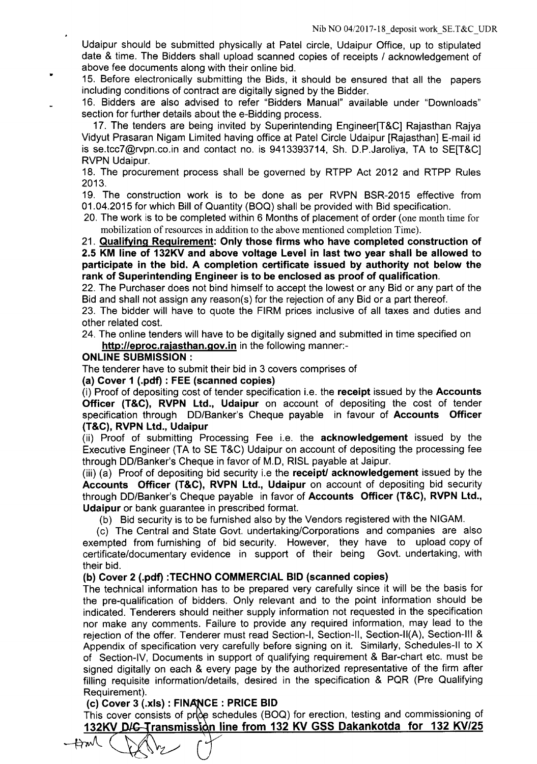Udaipur should be submitted physically at Patel circle, Udaipur Office, up to stipulated date & time. The Bidders shall upload scanned copies of receipts / acknowledgement of above fee documents along with their online bid.

15. Before electronically submitting the Bids, it should be ensured that all the papers including conditions of contract are digitally signed by the Bidder.

16. Bidders are also advised to refer "Bidders Manual" available under "Downloads" section for further details about the e-Bidding process.

17. The tenders are being invited by Superintending Engineer[T&C] Rajasthan Rajya Vidyut Prasaran Nigam Limited having office at Patel Circle Udaipur [Rajasthan] E-mail id is se.tcc7@rvpn.co.in and contact no. is 9413393714, Sh. D.P.Jaroliya, TA to SE[T&C] RVPN Udaipur.

18. The procurement process shall be governed by RTPP Act 2012 and RTPP Rules 2013.

19. The construction work is to be done as per RVPN BSR-2015 effective from 01.04.2015 for which Bill of Quantity (BOQ) shall be provided with Bid specification.

20. The work is to be completed within 6 Months of placement of order (one month time for mobilization of resources in addition to the above mentioned completion Time).

21. **Qualifying Requirement: Only those firms who have completed construction of 2.5 KM line of 132KV and above voltage Level in last two year shall be allowed to participate in the bid. A completion certificate issued by authority not below the rank of Superintending Engineer is to be enclosed as proof of qualification.**

22. The Purchaser does not bind himself to accept the lowest or any Bid or any part of the Bid and shall not assign any reason(s) for the rejection of any Bid or a part thereof.

23. The bidder will have to quote the FIRM prices inclusive of all taxes and duties and other related cost.

24. The online tenders will have to be digitally signed and submitted in time specified on **http://eproc.rajasthan.gov.in** in the following manner:-

**ONLINE SUBMISSION :**

The tenderer have to submit their bid in 3 covers comprises of

**(a) Cover 1 (.pdf) : FEE (scanned copies)**

(i) Proof of depositing cost of tender specification i.e. the **receipt** issued by the **Accounts Officer (T&C), RVPN Ltd., Udaipur** on account of depositing the cost of tender specification through DD/Banker's Cheque payable in favour of **Accounts Officer (T&C), RVPN Ltd., Udaipur**

(ii) Proof of submitting Processing Fee i.e. the **acknowledgement** issued by the Executive Engineer (TA to SE T&C) Udaipur on account of depositing the processing fee through DD/Banker's Cheque in favor of M.D, RISL payable at Jaipur.

(iii) (a) Proof of depositing bid security i.e the **receipt/ acknowledgement** issued by the **Accounts Officer (T&C), RVPN Ltd., Udaipur** on account of depositing bid security through DD/Banker's Cheque payable in favor of **Accounts Officer (T&C), RVPN Ltd., Udaipur** or bank guarantee in prescribed format.

(b) Bid security is to be furnished also by the Vendors registered with the NIGAM.

(c) The Central and State Govt. undertaking/Corporations and companies are also exempted from furnishing of bid security. However, they have to upload copy of certificate/documentary evidence in support of their being Govt. undertaking, with their bid.

**(b) Cover 2 (.pdf) :TECHNO COMMERCIAL BID (scanned copies)**

The technical information has to be prepared very carefully since it will be the basis for the pre-qualification of bidders. Only relevant and to the point information should be indicated. Tenderers should neither supply information not requested in the specification nor make any comments. Failure to provide any required information, may lead to the rejection of the offer. Tenderer must read Section-I, Section-II, Section-II(A), Section-III & Appendix of specification very carefully before signing on it. Similarly, Schedules-II to X of Section-IV, Documents in support of qualifying requirement & Bar-chart etc. must be signed digitally on each & every page by the authorized representative of the firm after filling requisite information/details, desired in the specification & PQR (Pre Qualifying Requirement).

**(c) Cover 3 (.xls) : FINANCE : PRICE BID**

This cover consists of price schedules (BOQ) for erection, testing and commissioning of **132KV D/C Transmission line from 132 KV GSS Dakankotda for 132 KV/25**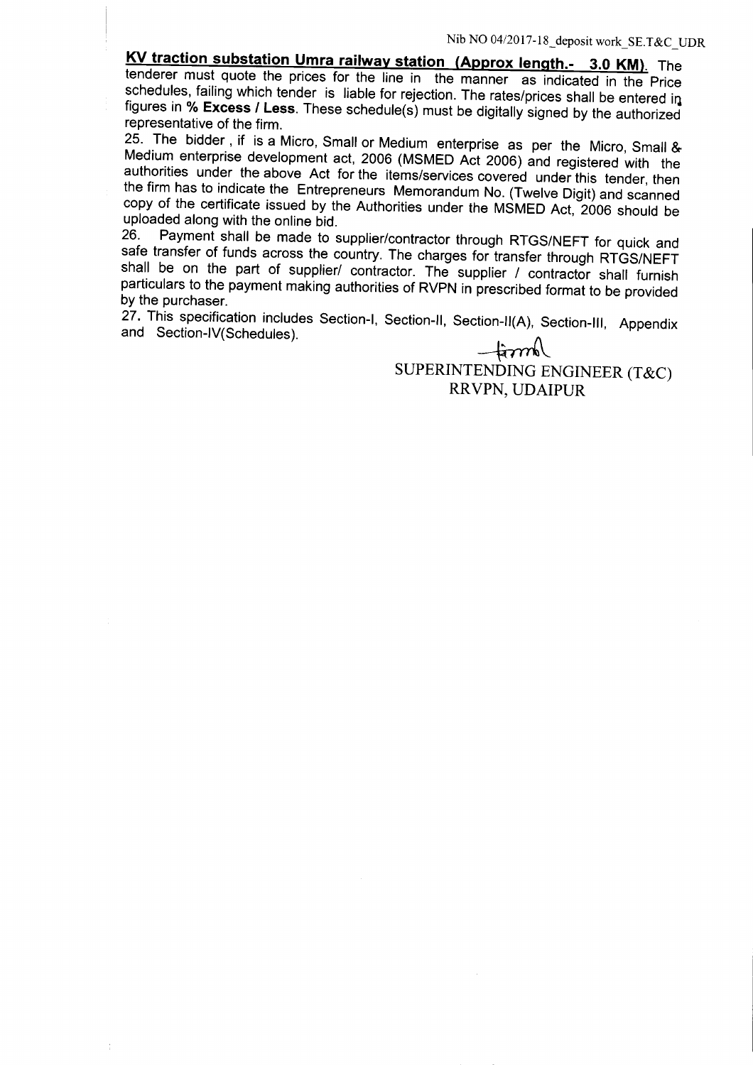**KV traction substation Umra railway station (Approx length.- 3.0 KM).** The tenderer must quote the prices for the line in the manner as indicated in the Price schedules, failing which tender is liable for rejection. The rates/prices shall be entered in figures in **% Excess / Less**. These schedule(s) must be digitally signed by the authorized representative of the firm.

25. The bidder , if is a Micro, Small or Medium enterprise as per the Micro, Small & Medium enterprise development act, 2006 (MSMED Act 2006) and registered with the authorities under the above Act for the items/services covered under this tender, then the firm has to indicate the Entrepreneurs Memorandum No. (Twelve Digit) and scanned copy of the certificate issued by the Authorities under the MSMED Act, 2006 should be uploaded along with the online bid.

26. Payment shall be made to supplier/contractor through RTGS/NEFT for quick and safe transfer of funds across the country. The charges for transfer through RTGS/NEFT shall be on the part of supplier/ contractor. The supplier / contractor shall furnish particulars to the payment making authorities of RVPN in prescribed format to be provided by the purchaser.

27. This specification includes Section-I, Section-II, Section-II(A), Section-III, Appendix and Section-IV(Schedules).

SUPERINTENDING ENGINEER (T&C)
RRVPN, UDAIPUR